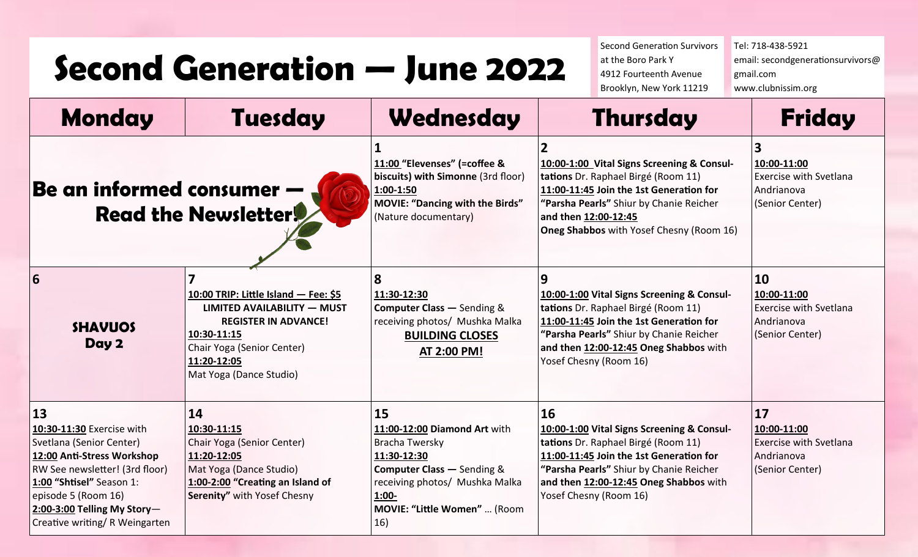# Second Generation — June 2022

Second Generation Survivors
at the Boro Park Y
4912 Fourteenth Avenue
Brooklyn, New York 11219

Tel: 718-438-5921
email: secondgenerationsurvivors@gmail.com
www.clubnissim.org

| Monday | Tuesday | Wednesday | Thursday | Friday |
|---|---|---|---|---|
| **Be an informed consumer — Read the Newsletter!** | | **1**<br>11:00 **"Elevenses" (=coffee & biscuits) with Simonne** (3rd floor)<br>1:00-1:50<br>**MOVIE: "Dancing with the Birds"** (Nature documentary) | **2**<br>10:00-1:00 **Vital Signs Screening & Consultations** Dr. Raphael Birgé (Room 11)<br>11:00-11:45 **Join the 1st Generation for "Parsha Pearls"** Shiur by Chanie Reicher **and then** 12:00-12:45 **Oneg Shabbos** with Yosef Chesny (Room 16) | **3**<br>10:00-11:00<br>Exercise with Svetlana Andrianova (Senior Center) |
| **6**<br>**SHAVUOS Day 2** | **7**<br>**10:00 TRIP: Little Island — Fee: $5**<br>**LIMITED AVAILABILITY — MUST REGISTER IN ADVANCE!**<br>10:30-11:15<br>Chair Yoga (Senior Center)<br>11:20-12:05<br>Mat Yoga (Dance Studio) | **8**<br>11:30-12:30<br>**Computer Class —** Sending & receiving photos/ Mushka Malka<br>**BUILDING CLOSES AT 2:00 PM!** | **9**<br>10:00-1:00 **Vital Signs Screening & Consultations** Dr. Raphael Birgé (Room 11)<br>11:00-11:45 **Join the 1st Generation for "Parsha Pearls"** Shiur by Chanie Reicher **and then** 12:00-12:45 **Oneg Shabbos** with Yosef Chesny (Room 16) | **10**<br>10:00-11:00<br>Exercise with Svetlana Andrianova (Senior Center) |
| **13**<br>10:30-11:30 Exercise with Svetlana (Senior Center)<br>12:00 **Anti-Stress Workshop** RW See newsletter! (3rd floor)<br>1:00 **"Shtisel"** Season 1: episode 5 (Room 16)<br>2:00-3:00 **Telling My Story**—Creative writing/ R Weingarten | **14**<br>10:30-11:15<br>Chair Yoga (Senior Center)<br>11:20-12:05<br>Mat Yoga (Dance Studio)<br>1:00-2:00 **"Creating an Island of Serenity"** with Yosef Chesny | **15**<br>11:00-12:00 **Diamond Art** with Bracha Twersky<br>11:30-12:30<br>**Computer Class —** Sending & receiving photos/ Mushka Malka<br>1:00-<br>**MOVIE: "Little Women"** … (Room 16) | **16**<br>10:00-1:00 **Vital Signs Screening & Consultations** Dr. Raphael Birgé (Room 11)<br>11:00-11:45 **Join the 1st Generation for "Parsha Pearls"** Shiur by Chanie Reicher **and then** 12:00-12:45 **Oneg Shabbos** with Yosef Chesny (Room 16) | **17**<br>10:00-11:00<br>Exercise with Svetlana Andrianova (Senior Center) |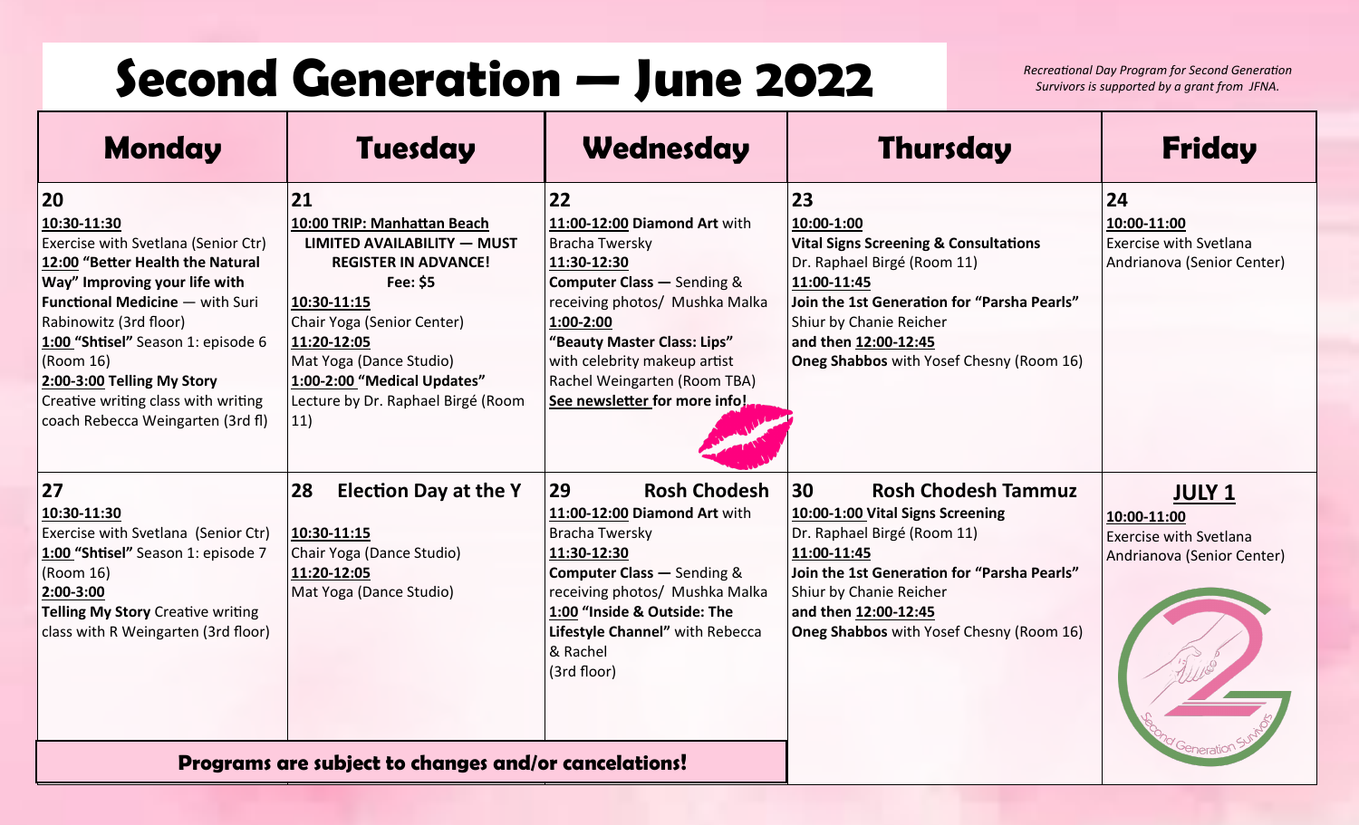# Second Generation — June 2022

*Recreational Day Program for Second Generation Survivors is supported by a grant from JFNA.*

| Monday | Tuesday | Wednesday | Thursday | Friday |
|---|---|---|---|---|
| **20**<br>**10:30-11:30**<br>Exercise with Svetlana (Senior Ctr)<br>**12:00 "Better Health the Natural Way" Improving your life with Functional Medicine** — with Suri Rabinowitz (3rd floor)<br>**1:00 "Shtisel"** Season 1: episode 6 (Room 16)<br>**2:00-3:00 Telling My Story** Creative writing class with writing coach Rebecca Weingarten (3rd fl) | **21**<br>**10:00 TRIP: Manhattan Beach**<br>**LIMITED AVAILABILITY — MUST REGISTER IN ADVANCE!**<br>**Fee: $5**<br>**10:30-11:15**<br>Chair Yoga (Senior Center)<br>**11:20-12:05**<br>Mat Yoga (Dance Studio)<br>**1:00-2:00 "Medical Updates"** Lecture by Dr. Raphael Birgé (Room 11) | **22**<br>**11:00-12:00 Diamond Art** with Bracha Twersky<br>**11:30-12:30**<br>**Computer Class** — Sending & receiving photos/ Mushka Malka<br>**1:00-2:00**<br>**"Beauty Master Class: Lips"** with celebrity makeup artist Rachel Weingarten (Room TBA)<br>**See newsletter for more info!** | **23**<br>**10:00-1:00**<br>**Vital Signs Screening & Consultations**<br>Dr. Raphael Birgé (Room 11)<br>**11:00-11:45**<br>**Join the 1st Generation for "Parsha Pearls"**<br>Shiur by Chanie Reicher<br>**and then 12:00-12:45**<br>**Oneg Shabbos** with Yosef Chesny (Room 16) | **24**<br>**10:00-11:00**<br>Exercise with Svetlana Andrianova (Senior Center) |
| **27**<br>**10:30-11:30**<br>Exercise with Svetlana (Senior Ctr)<br>**1:00 "Shtisel"** Season 1: episode 7 (Room 16)<br>**2:00-3:00**<br>**Telling My Story** Creative writing class with R Weingarten (3rd floor) | **28 Election Day at the Y**<br>**10:30-11:15**<br>Chair Yoga (Dance Studio)<br>**11:20-12:05**<br>Mat Yoga (Dance Studio) | **29 Rosh Chodesh**<br>**11:00-12:00 Diamond Art** with Bracha Twersky<br>**11:30-12:30**<br>**Computer Class** — Sending & receiving photos/ Mushka Malka<br>**1:00 "Inside & Outside: The Lifestyle Channel"** with Rebecca & Rachel (3rd floor) | **30 Rosh Chodesh Tammuz**<br>**10:00-1:00 Vital Signs Screening**<br>Dr. Raphael Birgé (Room 11)<br>**11:00-11:45**<br>**Join the 1st Generation for "Parsha Pearls"**<br>Shiur by Chanie Reicher<br>**and then 12:00-12:45**<br>**Oneg Shabbos** with Yosef Chesny (Room 16) | **JULY 1**<br>**10:00-11:00**<br>Exercise with Svetlana Andrianova (Senior Center) |

**Programs are subject to changes and/or cancelations!**